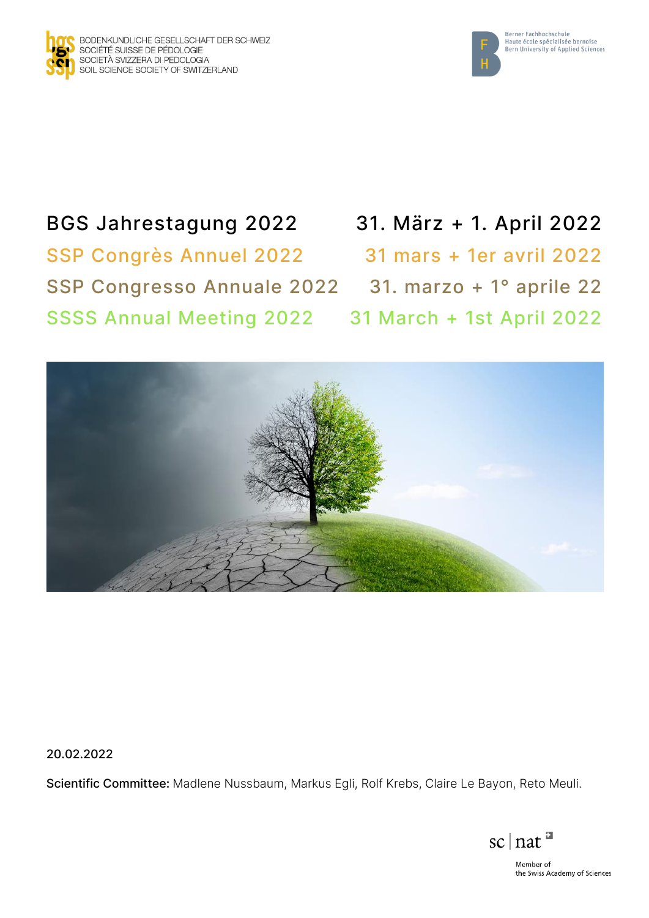BODENKUNDLICHE GESELLSCHAFT DER SCHWEIZ
SOCIÉTÉ SUISSE DE PÉDOLOGIE
SOCIETÀ SVIZZERA DI PEDOLOGIA
SOIL SCIENCE SOCIETY OF SWITZERLAND

Berner Fachhochschule
Haute école spécialisée bernoise
Bern University of Applied Sciences

# BGS Jahrestagung 2022 — 31. März + 1. April 2022

## SSP Congrès Annuel 2022 — 31 mars + 1er avril 2022

## SSP Congresso Annuale 2022 — 31. marzo + 1° aprile 22

## SSSS Annual Meeting 2022 — 31 March + 1st April 2022

20.02.2022

**Scientific Committee:** Madlene Nussbaum, Markus Egli, Rolf Krebs, Claire Le Bayon, Reto Meuli.

sc | nat

Member of
the Swiss Academy of Sciences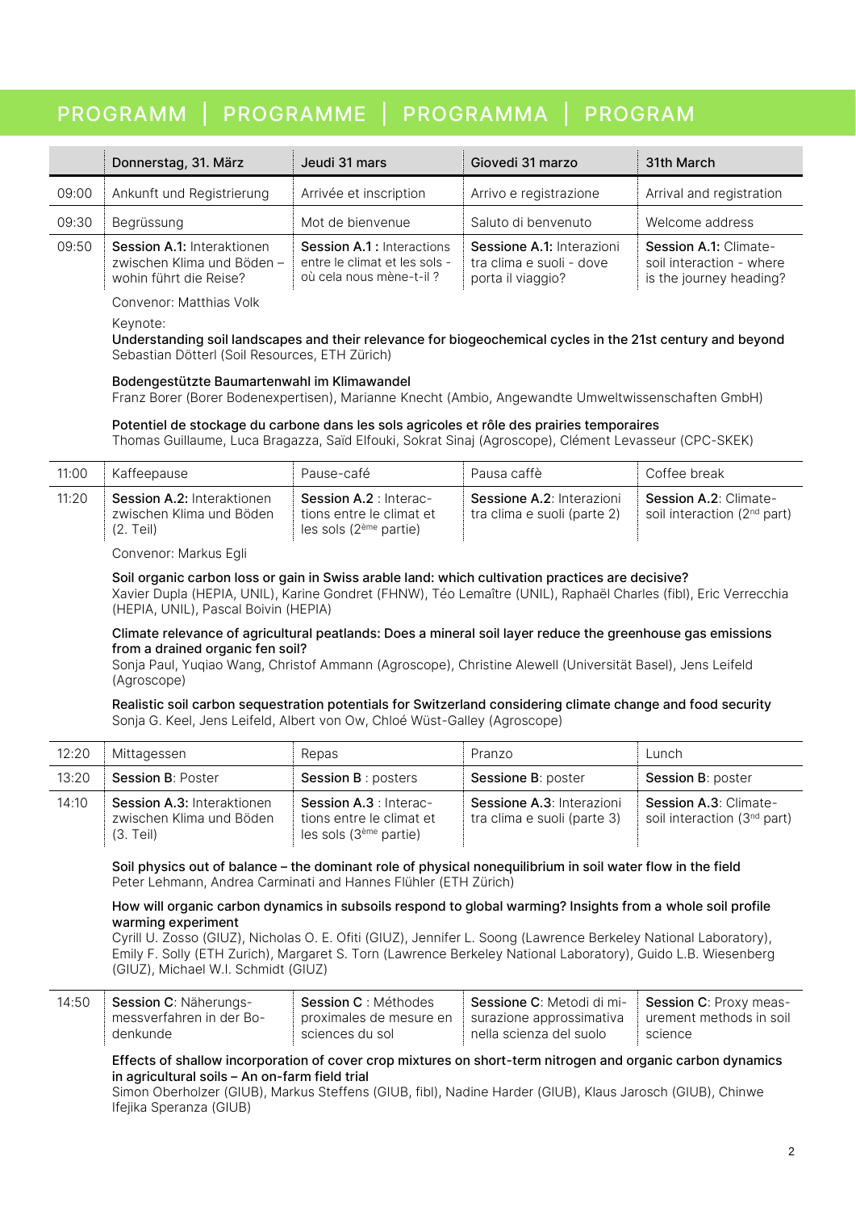# PROGRAMM | PROGRAMME | PROGRAMMA | PROGRAM

| | Donnerstag, 31. März | Jeudi 31 mars | Giovedi 31 marzo | 31th March |
|---|---|---|---|---|
| 09:00 | Ankunft und Registrierung | Arrivée et inscription | Arrivo e registrazione | Arrival and registration |
| 09:30 | Begrüssung | Mot de bienvenue | Saluto di benvenuto | Welcome address |
| 09:50 | **Session A.1:** Interaktionen zwischen Klima und Böden – wohin führt die Reise? | **Session A.1 :** Interactions entre le climat et les sols - où cela nous mène-t-il ? | **Sessione A.1:** Interazioni tra clima e suoli - dove porta il viaggio? | **Session A.1:** Climate-soil interaction - where is the journey heading? |

Convenor: Matthias Volk

Keynote:
**Understanding soil landscapes and their relevance for biogeochemical cycles in the 21st century and beyond**
Sebastian Dötterl (Soil Resources, ETH Zürich)

**Bodengestützte Baumartenwahl im Klimawandel**
Franz Borer (Borer Bodenexpertisen), Marianne Knecht (Ambio, Angewandte Umweltwissenschaften GmbH)

**Potentiel de stockage du carbone dans les sols agricoles et rôle des prairies temporaires**
Thomas Guillaume, Luca Bragazza, Saïd Elfouki, Sokrat Sinaj (Agroscope), Clément Levasseur (CPC-SKEK)

| | | | | |
|---|---|---|---|---|
| 11:00 | Kaffeepause | Pause-café | Pausa caffè | Coffee break |
| 11:20 | **Session A.2:** Interaktionen zwischen Klima und Böden (2. Teil) | **Session A.2** : Interactions entre le climat et les sols (2ème partie) | **Sessione A.2**: Interazioni tra clima e suoli (parte 2) | **Session A.2**: Climate-soil interaction (2nd part) |

Convenor: Markus Egli

**Soil organic carbon loss or gain in Swiss arable land: which cultivation practices are decisive?**
Xavier Dupla (HEPIA, UNIL), Karine Gondret (FHNW), Téo Lemaître (UNIL), Raphaël Charles (fibl), Eric Verrecchia (HEPIA, UNIL), Pascal Boivin (HEPIA)

**Climate relevance of agricultural peatlands: Does a mineral soil layer reduce the greenhouse gas emissions from a drained organic fen soil?**
Sonja Paul, Yuqiao Wang, Christof Ammann (Agroscope), Christine Alewell (Universität Basel), Jens Leifeld (Agroscope)

**Realistic soil carbon sequestration potentials for Switzerland considering climate change and food security**
Sonja G. Keel, Jens Leifeld, Albert von Ow, Chloé Wüst-Galley (Agroscope)

| | | | | |
|---|---|---|---|---|
| 12:20 | Mittagessen | Repas | Pranzo | Lunch |
| 13:20 | **Session B**: Poster | **Session B** : posters | **Sessione B**: poster | **Session B**: poster |
| 14:10 | **Session A.3:** Interaktionen zwischen Klima und Böden (3. Teil) | **Session A.3** : Interactions entre le climat et les sols (3ème partie) | **Sessione A.3**: Interazioni tra clima e suoli (parte 3) | **Session A.3**: Climate-soil interaction (3rd part) |

**Soil physics out of balance – the dominant role of physical nonequilibrium in soil water flow in the field**
Peter Lehmann, Andrea Carminati and Hannes Flühler (ETH Zürich)

**How will organic carbon dynamics in subsoils respond to global warming? Insights from a whole soil profile warming experiment**
Cyrill U. Zosso (GIUZ), Nicholas O. E. Ofiti (GIUZ), Jennifer L. Soong (Lawrence Berkeley National Laboratory), Emily F. Solly (ETH Zurich), Margaret S. Torn (Lawrence Berkeley National Laboratory), Guido L.B. Wiesenberg (GIUZ), Michael W.I. Schmidt (GIUZ)

| | | | | |
|---|---|---|---|---|
| 14:50 | **Session C**: Näherungsmessverfahren in der Bodenkunde | **Session C** : Méthodes proximales de mesure en sciences du sol | **Sessione C**: Metodi di misurazione approssimativa nella scienza del suolo | **Session C**: Proxy measurement methods in soil science |

**Effects of shallow incorporation of cover crop mixtures on short-term nitrogen and organic carbon dynamics in agricultural soils – An on-farm field trial**
Simon Oberholzer (GIUB), Markus Steffens (GIUB, fibl), Nadine Harder (GIUB), Klaus Jarosch (GIUB), Chinwe Ifejika Speranza (GIUB)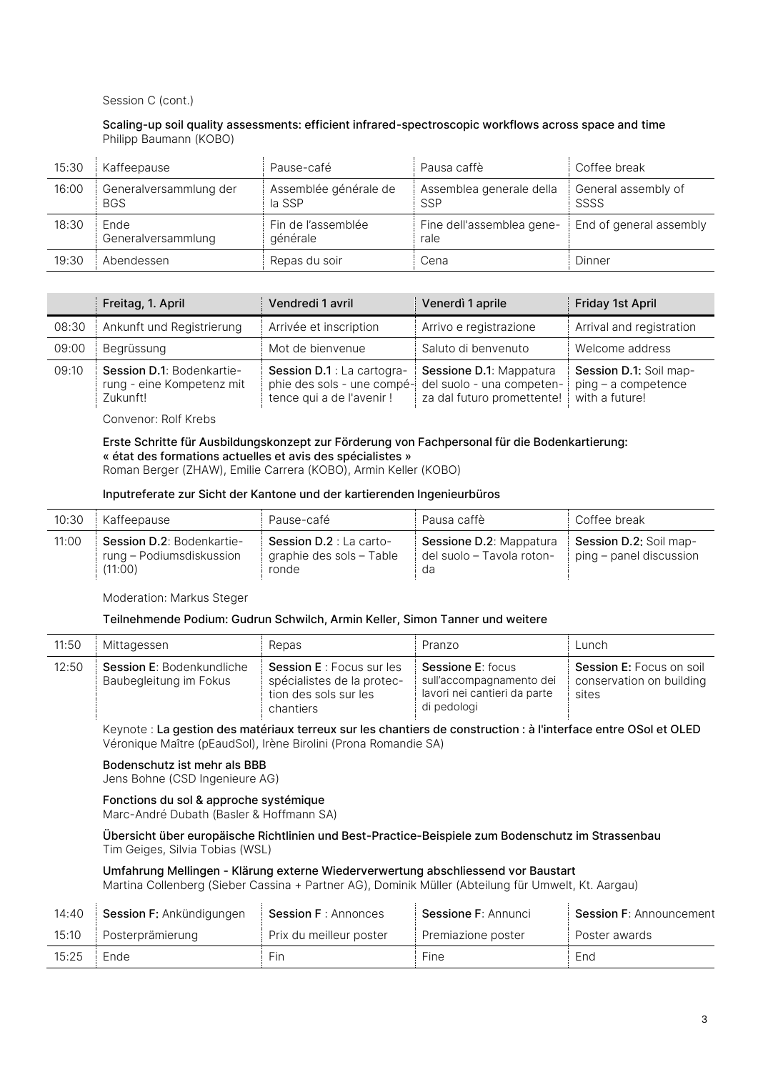Session C (cont.)

**Scaling-up soil quality assessments: efficient infrared-spectroscopic workflows across space and time**
Philipp Baumann (KOBO)

| | | | | |
|---|---|---|---|---|
| 15:30 | Kaffeepause | Pause-café | Pausa caffè | Coffee break |
| 16:00 | Generalversammlung der BGS | Assemblée générale de la SSP | Assemblea generale della SSP | General assembly of SSSS |
| 18:30 | Ende Generalversammlung | Fin de l'assemblée générale | Fine dell'assemblea generale | End of general assembly |
| 19:30 | Abendessen | Repas du soir | Cena | Dinner |

| | Freitag, 1. April | Vendredi 1 avril | Venerdì 1 aprile | Friday 1st April |
|---|---|---|---|---|
| 08:30 | Ankunft und Registrierung | Arrivée et inscription | Arrivo e registrazione | Arrival and registration |
| 09:00 | Begrüssung | Mot de bienvenue | Saluto di benvenuto | Welcome address |
| 09:10 | **Session D.1**: Bodenkartierung - eine Kompetenz mit Zukunft! | **Session D.1** : La cartographie des sols - une compétence qui a de l'avenir ! | **Sessione D.1**: Mappatura del suolo - una competenza dal futuro promettente! | **Session D.1:** Soil mapping – a competence with a future! |

Convenor: Rolf Krebs

**Erste Schritte für Ausbildungskonzept zur Förderung von Fachpersonal für die Bodenkartierung: « état des formations actuelles et avis des spécialistes »**
Roman Berger (ZHAW), Emilie Carrera (KOBO), Armin Keller (KOBO)

**Inputreferate zur Sicht der Kantone und der kartierenden Ingenieurbüros**

| | | | | |
|---|---|---|---|---|
| 10:30 | Kaffeepause | Pause-café | Pausa caffè | Coffee break |
| 11:00 | **Session D.2**: Bodenkartierung – Podiumsdiskussion (11:00) | **Session D.2** : La cartographie des sols – Table ronde | **Sessione D.2**: Mappatura del suolo – Tavola rotonda | **Session D.2:** Soil mapping – panel discussion |

Moderation: Markus Steger

**Teilnehmende Podium: Gudrun Schwilch, Armin Keller, Simon Tanner und weitere**

| | | | | |
|---|---|---|---|---|
| 11:50 | Mittagessen | Repas | Pranzo | Lunch |
| 12:50 | **Session E**: Bodenkundliche Baubegleitung im Fokus | **Session E** : Focus sur les spécialistes de la protection des sols sur les chantiers | **Sessione E**: focus sull'accompagnamento dei lavori nei cantieri da parte di pedologi | **Session E:** Focus on soil conservation on building sites |

Keynote : **La gestion des matériaux terreux sur les chantiers de construction : à l'interface entre OSol et OLED**
Véronique Maître (pEaudSol), Irène Birolini (Prona Romandie SA)

**Bodenschutz ist mehr als BBB**
Jens Bohne (CSD Ingenieure AG)

**Fonctions du sol & approche systémique**
Marc-André Dubath (Basler & Hoffmann SA)

**Übersicht über europäische Richtlinien und Best-Practice-Beispiele zum Bodenschutz im Strassenbau**
Tim Geiges, Silvia Tobias (WSL)

**Umfahrung Mellingen - Klärung externe Wiederverwertung abschliessend vor Baustart**
Martina Collenberg (Sieber Cassina + Partner AG), Dominik Müller (Abteilung für Umwelt, Kt. Aargau)

| | | | | |
|---|---|---|---|---|
| 14:40 | **Session F:** Ankündigungen | **Session F** : Annonces | **Sessione F**: Annunci | **Session F**: Announcement |
| 15:10 | Posterprämierung | Prix du meilleur poster | Premiazione poster | Poster awards |
| 15:25 | Ende | Fin | Fine | End |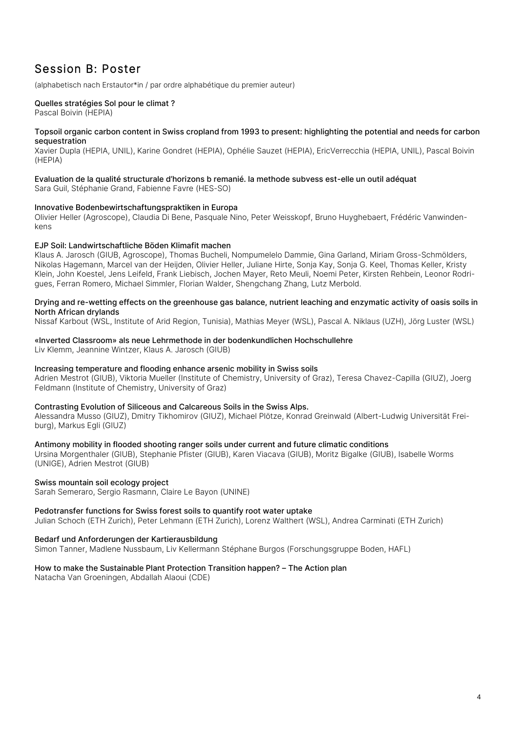## Session B: Poster

(alphabetisch nach Erstautor*in / par ordre alphabétique du premier auteur)

**Quelles stratégies Sol pour le climat ?**
Pascal Boivin (HEPIA)

**Topsoil organic carbon content in Swiss cropland from 1993 to present: highlighting the potential and needs for carbon sequestration**
Xavier Dupla (HEPIA, UNIL), Karine Gondret (HEPIA), Ophélie Sauzet (HEPIA), EricVerrecchia (HEPIA, UNIL), Pascal Boivin (HEPIA)

**Evaluation de la qualité structurale d'horizons b remanié. la methode subvess est-elle un outil adéquat**
Sara Guil, Stéphanie Grand, Fabienne Favre (HES-SO)

**Innovative Bodenbewirtschaftungspraktiken in Europa**
Olivier Heller (Agroscope), Claudia Di Bene, Pasquale Nino, Peter Weisskopf, Bruno Huyghebaert, Frédéric Vanwindenkens

**EJP Soil: Landwirtschaftliche Böden Klimafit machen**
Klaus A. Jarosch (GIUB, Agroscope), Thomas Bucheli, Nompumelelo Dammie, Gina Garland, Miriam Gross-Schmölders, Nikolas Hagemann, Marcel van der Heijden, Olivier Heller, Juliane Hirte, Sonja Kay, Sonja G. Keel, Thomas Keller, Kristy Klein, John Koestel, Jens Leifeld, Frank Liebisch, Jochen Mayer, Reto Meuli, Noemi Peter, Kirsten Rehbein, Leonor Rodrigues, Ferran Romero, Michael Simmler, Florian Walder, Shengchang Zhang, Lutz Merbold.

**Drying and re-wetting effects on the greenhouse gas balance, nutrient leaching and enzymatic activity of oasis soils in North African drylands**
Nissaf Karbout (WSL, Institute of Arid Region, Tunisia), Mathias Meyer (WSL), Pascal A. Niklaus (UZH), Jörg Luster (WSL)

**«Inverted Classroom» als neue Lehrmethode in der bodenkundlichen Hochschullehre**
Liv Klemm, Jeannine Wintzer, Klaus A. Jarosch (GIUB)

**Increasing temperature and flooding enhance arsenic mobility in Swiss soils**
Adrien Mestrot (GIUB), Viktoria Mueller (Institute of Chemistry, University of Graz), Teresa Chavez-Capilla (GIUZ), Joerg Feldmann (Institute of Chemistry, University of Graz)

**Contrasting Evolution of Siliceous and Calcareous Soils in the Swiss Alps.**
Alessandra Musso (GIUZ), Dmitry Tikhomirov (GIUZ), Michael Plötze, Konrad Greinwald (Albert-Ludwig Universität Freiburg), Markus Egli (GIUZ)

**Antimony mobility in flooded shooting ranger soils under current and future climatic conditions**
Ursina Morgenthaler (GIUB), Stephanie Pfister (GIUB), Karen Viacava (GIUB), Moritz Bigalke (GIUB), Isabelle Worms (UNIGE), Adrien Mestrot (GIUB)

**Swiss mountain soil ecology project**
Sarah Semeraro, Sergio Rasmann, Claire Le Bayon (UNINE)

**Pedotransfer functions for Swiss forest soils to quantify root water uptake**
Julian Schoch (ETH Zurich), Peter Lehmann (ETH Zurich), Lorenz Walthert (WSL), Andrea Carminati (ETH Zurich)

**Bedarf und Anforderungen der Kartierausbildung**
Simon Tanner, Madlene Nussbaum, Liv Kellermann Stéphane Burgos (Forschungsgruppe Boden, HAFL)

**How to make the Sustainable Plant Protection Transition happen? – The Action plan**
Natacha Van Groeningen, Abdallah Alaoui (CDE)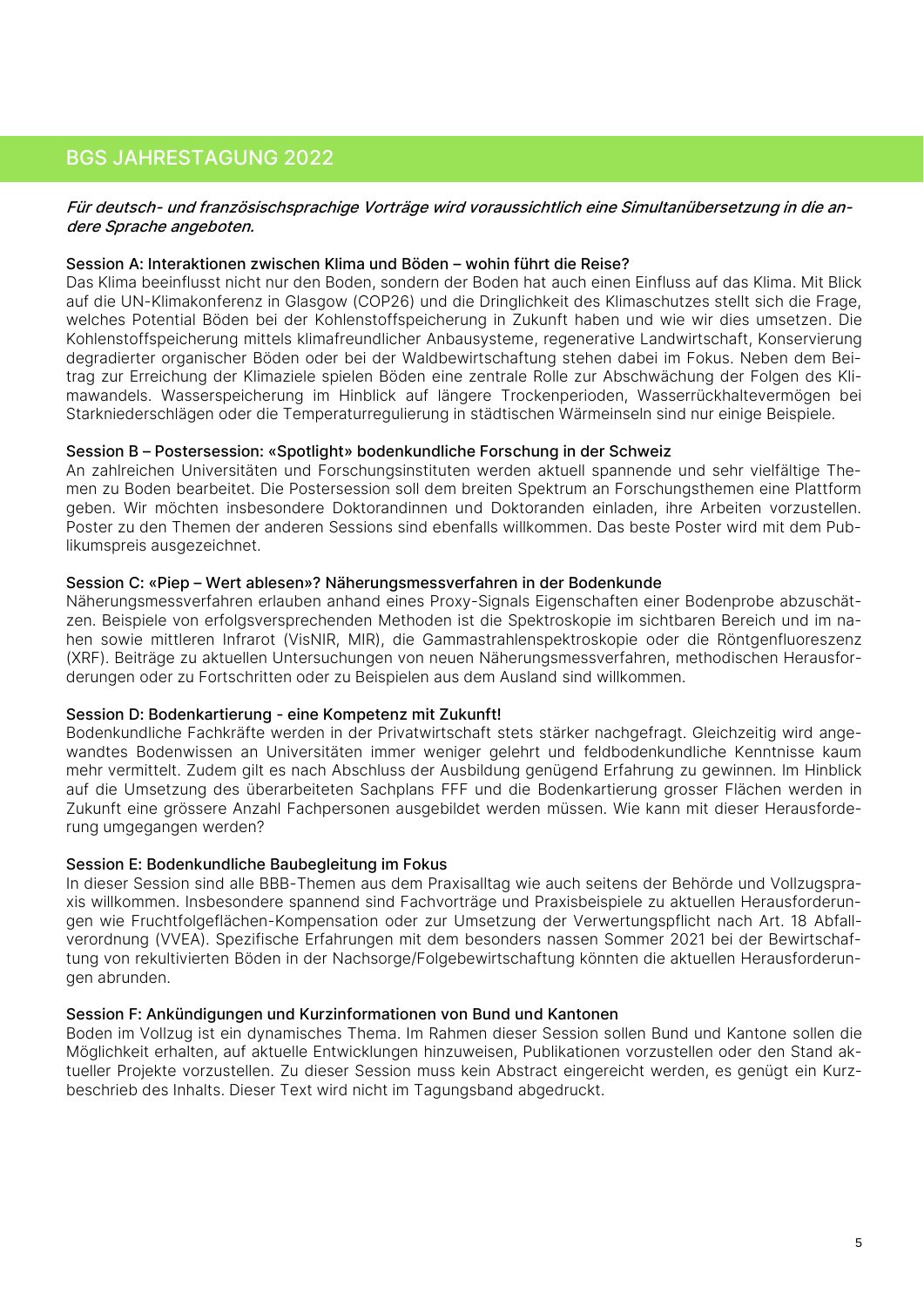# BGS JAHRESTAGUNG 2022

***Für deutsch- und französischsprachige Vorträge wird voraussichtlich eine Simultanübersetzung in die andere Sprache angeboten.***

## Session A: Interaktionen zwischen Klima und Böden – wohin führt die Reise?

Das Klima beeinflusst nicht nur den Boden, sondern der Boden hat auch einen Einfluss auf das Klima. Mit Blick auf die UN-Klimakonferenz in Glasgow (COP26) und die Dringlichkeit des Klimaschutzes stellt sich die Frage, welches Potential Böden bei der Kohlenstoffspeicherung in Zukunft haben und wie wir dies umsetzen. Die Kohlenstoffspeicherung mittels klimafreundlicher Anbausysteme, regenerative Landwirtschaft, Konservierung degradierter organischer Böden oder bei der Waldbewirtschaftung stehen dabei im Fokus. Neben dem Beitrag zur Erreichung der Klimaziele spielen Böden eine zentrale Rolle zur Abschwächung der Folgen des Klimawandels. Wasserspeicherung im Hinblick auf längere Trockenperioden, Wasserrückhaltevermögen bei Starkniederschlägen oder die Temperaturregulierung in städtischen Wärmeinseln sind nur einige Beispiele.

## Session B – Postersession: «Spotlight» bodenkundliche Forschung in der Schweiz

An zahlreichen Universitäten und Forschungsinstituten werden aktuell spannende und sehr vielfältige Themen zu Boden bearbeitet. Die Postersession soll dem breiten Spektrum an Forschungsthemen eine Plattform geben. Wir möchten insbesondere Doktorandinnen und Doktoranden einladen, ihre Arbeiten vorzustellen. Poster zu den Themen der anderen Sessions sind ebenfalls willkommen. Das beste Poster wird mit dem Publikumspreis ausgezeichnet.

## Session C: «Piep – Wert ablesen»? Näherungsmessverfahren in der Bodenkunde

Näherungsmessverfahren erlauben anhand eines Proxy-Signals Eigenschaften einer Bodenprobe abzuschätzen. Beispiele von erfolgsversprechenden Methoden ist die Spektroskopie im sichtbaren Bereich und im nahen sowie mittleren Infrarot (VisNIR, MIR), die Gammastrahlenspektroskopie oder die Röntgenfluoreszenz (XRF). Beiträge zu aktuellen Untersuchungen von neuen Näherungsmessverfahren, methodischen Herausforderungen oder zu Fortschritten oder zu Beispielen aus dem Ausland sind willkommen.

## Session D: Bodenkartierung - eine Kompetenz mit Zukunft!

Bodenkundliche Fachkräfte werden in der Privatwirtschaft stets stärker nachgefragt. Gleichzeitig wird angewandtes Bodenwissen an Universitäten immer weniger gelehrt und feldbodenkundliche Kenntnisse kaum mehr vermittelt. Zudem gilt es nach Abschluss der Ausbildung genügend Erfahrung zu gewinnen. Im Hinblick auf die Umsetzung des überarbeiteten Sachplans FFF und die Bodenkartierung grosser Flächen werden in Zukunft eine grössere Anzahl Fachpersonen ausgebildet werden müssen. Wie kann mit dieser Herausforderung umgegangen werden?

## Session E: Bodenkundliche Baubegleitung im Fokus

In dieser Session sind alle BBB-Themen aus dem Praxisalltag wie auch seitens der Behörde und Vollzugspraxis willkommen. Insbesondere spannend sind Fachvorträge und Praxisbeispiele zu aktuellen Herausforderungen wie Fruchtfolgeflächen-Kompensation oder zur Umsetzung der Verwertungspflicht nach Art. 18 Abfallverordnung (VVEA). Spezifische Erfahrungen mit dem besonders nassen Sommer 2021 bei der Bewirtschaftung von rekultivierten Böden in der Nachsorge/Folgebewirtschaftung könnten die aktuellen Herausforderungen abrunden.

## Session F: Ankündigungen und Kurzinformationen von Bund und Kantonen

Boden im Vollzug ist ein dynamisches Thema. Im Rahmen dieser Session sollen Bund und Kantone sollen die Möglichkeit erhalten, auf aktuelle Entwicklungen hinzuweisen, Publikationen vorzustellen oder den Stand aktueller Projekte vorzustellen. Zu dieser Session muss kein Abstract eingereicht werden, es genügt ein Kurzbeschrieb des Inhalts. Dieser Text wird nicht im Tagungsband abgedruckt.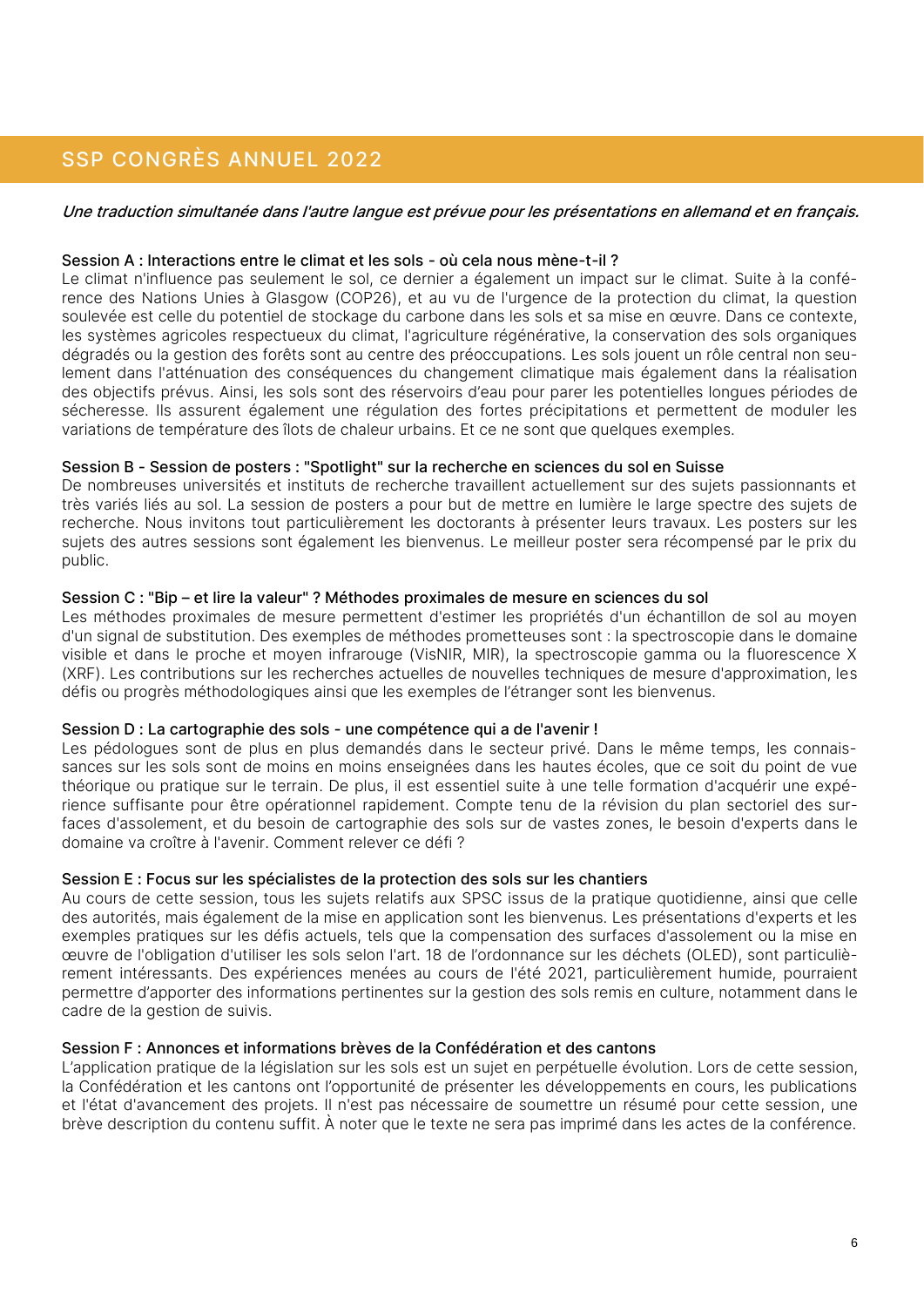## SSP CONGRÈS ANNUEL 2022

***Une traduction simultanée dans l'autre langue est prévue pour les présentations en allemand et en français.***

### Session A : Interactions entre le climat et les sols - où cela nous mène-t-il ?

Le climat n'influence pas seulement le sol, ce dernier a également un impact sur le climat. Suite à la conférence des Nations Unies à Glasgow (COP26), et au vu de l'urgence de la protection du climat, la question soulevée est celle du potentiel de stockage du carbone dans les sols et sa mise en œuvre. Dans ce contexte, les systèmes agricoles respectueux du climat, l'agriculture régénérative, la conservation des sols organiques dégradés ou la gestion des forêts sont au centre des préoccupations. Les sols jouent un rôle central non seulement dans l'atténuation des conséquences du changement climatique mais également dans la réalisation des objectifs prévus. Ainsi, les sols sont des réservoirs d'eau pour parer les potentielles longues périodes de sécheresse. Ils assurent également une régulation des fortes précipitations et permettent de moduler les variations de température des îlots de chaleur urbains. Et ce ne sont que quelques exemples.

### Session B - Session de posters : "Spotlight" sur la recherche en sciences du sol en Suisse

De nombreuses universités et instituts de recherche travaillent actuellement sur des sujets passionnants et très variés liés au sol. La session de posters a pour but de mettre en lumière le large spectre des sujets de recherche. Nous invitons tout particulièrement les doctorants à présenter leurs travaux. Les posters sur les sujets des autres sessions sont également les bienvenus. Le meilleur poster sera récompensé par le prix du public.

### Session C : "Bip – et lire la valeur" ? Méthodes proximales de mesure en sciences du sol

Les méthodes proximales de mesure permettent d'estimer les propriétés d'un échantillon de sol au moyen d'un signal de substitution. Des exemples de méthodes prometteuses sont : la spectroscopie dans le domaine visible et dans le proche et moyen infrarouge (VisNIR, MIR), la spectroscopie gamma ou la fluorescence X (XRF). Les contributions sur les recherches actuelles de nouvelles techniques de mesure d'approximation, les défis ou progrès méthodologiques ainsi que les exemples de l'étranger sont les bienvenus.

### Session D : La cartographie des sols - une compétence qui a de l'avenir !

Les pédologues sont de plus en plus demandés dans le secteur privé. Dans le même temps, les connaissances sur les sols sont de moins en moins enseignées dans les hautes écoles, que ce soit du point de vue théorique ou pratique sur le terrain. De plus, il est essentiel suite à une telle formation d'acquérir une expérience suffisante pour être opérationnel rapidement. Compte tenu de la révision du plan sectoriel des surfaces d'assolement, et du besoin de cartographie des sols sur de vastes zones, le besoin d'experts dans le domaine va croître à l'avenir. Comment relever ce défi ?

### Session E : Focus sur les spécialistes de la protection des sols sur les chantiers

Au cours de cette session, tous les sujets relatifs aux SPSC issus de la pratique quotidienne, ainsi que celle des autorités, mais également de la mise en application sont les bienvenus. Les présentations d'experts et les exemples pratiques sur les défis actuels, tels que la compensation des surfaces d'assolement ou la mise en œuvre de l'obligation d'utiliser les sols selon l'art. 18 de l'ordonnance sur les déchets (OLED), sont particulièrement intéressants. Des expériences menées au cours de l'été 2021, particulièrement humide, pourraient permettre d'apporter des informations pertinentes sur la gestion des sols remis en culture, notamment dans le cadre de la gestion de suivis.

### Session F : Annonces et informations brèves de la Confédération et des cantons

L'application pratique de la législation sur les sols est un sujet en perpétuelle évolution. Lors de cette session, la Confédération et les cantons ont l'opportunité de présenter les développements en cours, les publications et l'état d'avancement des projets. Il n'est pas nécessaire de soumettre un résumé pour cette session, une brève description du contenu suffit. À noter que le texte ne sera pas imprimé dans les actes de la conférence.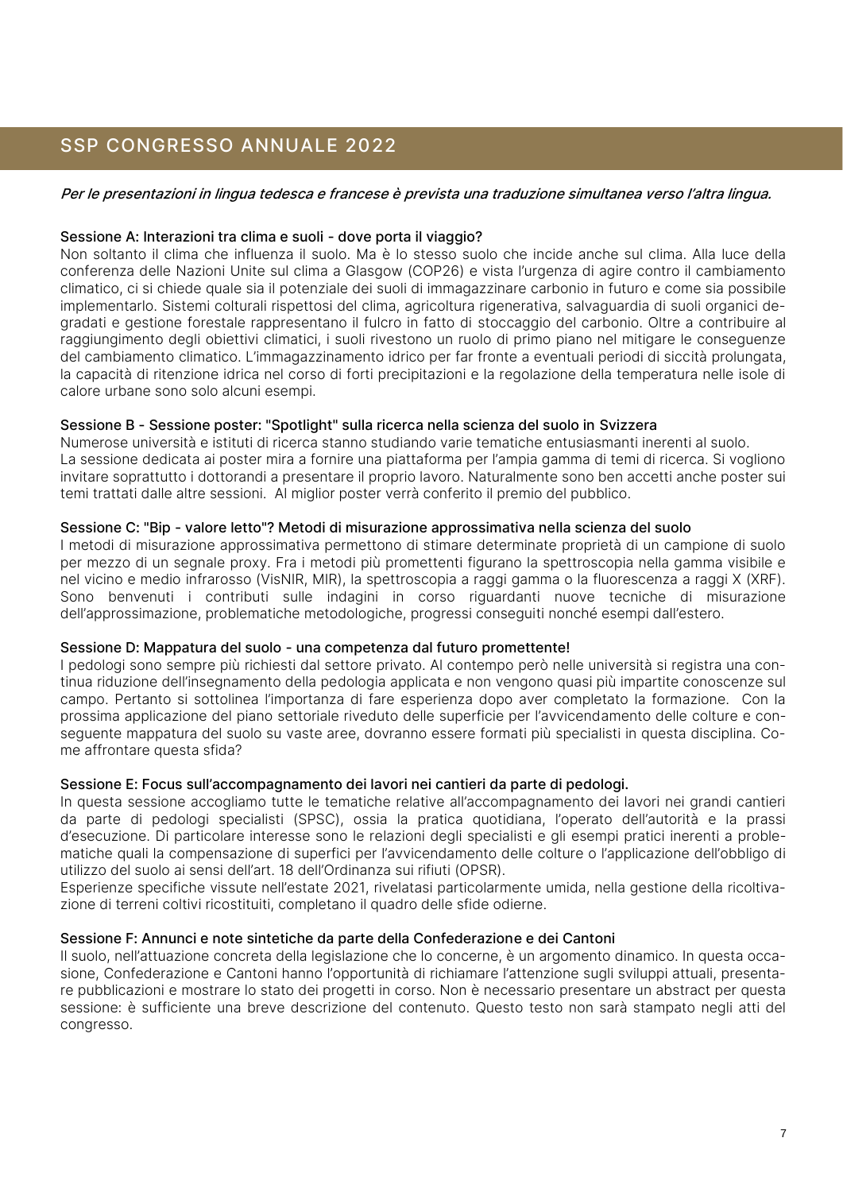## SSP CONGRESSO ANNUALE 2022

***Per le presentazioni in lingua tedesca e francese è prevista una traduzione simultanea verso l'altra lingua.***

### Sessione A: Interazioni tra clima e suoli - dove porta il viaggio?

Non soltanto il clima che influenza il suolo. Ma è lo stesso suolo che incide anche sul clima. Alla luce della conferenza delle Nazioni Unite sul clima a Glasgow (COP26) e vista l'urgenza di agire contro il cambiamento climatico, ci si chiede quale sia il potenziale dei suoli di immagazzinare carbonio in futuro e come sia possibile implementarlo. Sistemi colturali rispettosi del clima, agricoltura rigenerativa, salvaguardia di suoli organici degradati e gestione forestale rappresentano il fulcro in fatto di stoccaggio del carbonio. Oltre a contribuire al raggiungimento degli obiettivi climatici, i suoli rivestono un ruolo di primo piano nel mitigare le conseguenze del cambiamento climatico. L'immagazzinamento idrico per far fronte a eventuali periodi di siccità prolungata, la capacità di ritenzione idrica nel corso di forti precipitazioni e la regolazione della temperatura nelle isole di calore urbane sono solo alcuni esempi.

### Sessione B - Sessione poster: "Spotlight" sulla ricerca nella scienza del suolo in Svizzera

Numerose università e istituti di ricerca stanno studiando varie tematiche entusiasmanti inerenti al suolo.
La sessione dedicata ai poster mira a fornire una piattaforma per l'ampia gamma di temi di ricerca. Si vogliono invitare soprattutto i dottorandi a presentare il proprio lavoro. Naturalmente sono ben accetti anche poster sui temi trattati dalle altre sessioni. Al miglior poster verrà conferito il premio del pubblico.

### Sessione C: "Bip - valore letto"? Metodi di misurazione approssimativa nella scienza del suolo

I metodi di misurazione approssimativa permettono di stimare determinate proprietà di un campione di suolo per mezzo di un segnale proxy. Fra i metodi più promettenti figurano la spettroscopia nella gamma visibile e nel vicino e medio infrarosso (VisNIR, MIR), la spettroscopia a raggi gamma o la fluorescenza a raggi X (XRF). Sono benvenuti i contributi sulle indagini in corso riguardanti nuove tecniche di misurazione dell'approssimazione, problematiche metodologiche, progressi conseguiti nonché esempi dall'estero.

### Sessione D: Mappatura del suolo - una competenza dal futuro promettente!

I pedologi sono sempre più richiesti dal settore privato. Al contempo però nelle università si registra una continua riduzione dell'insegnamento della pedologia applicata e non vengono quasi più impartite conoscenze sul campo. Pertanto si sottolinea l'importanza di fare esperienza dopo aver completato la formazione. Con la prossima applicazione del piano settoriale riveduto delle superficie per l'avvicendamento delle colture e conseguente mappatura del suolo su vaste aree, dovranno essere formati più specialisti in questa disciplina. Come affrontare questa sfida?

### Sessione E: Focus sull'accompagnamento dei lavori nei cantieri da parte di pedologi.

In questa sessione accogliamo tutte le tematiche relative all'accompagnamento dei lavori nei grandi cantieri da parte di pedologi specialisti (SPSC), ossia la pratica quotidiana, l'operato dell'autorità e la prassi d'esecuzione. Di particolare interesse sono le relazioni degli specialisti e gli esempi pratici inerenti a problematiche quali la compensazione di superfici per l'avvicendamento delle colture o l'applicazione dell'obbligo di utilizzo del suolo ai sensi dell'art. 18 dell'Ordinanza sui rifiuti (OPSR).
Esperienze specifiche vissute nell'estate 2021, rivelatasi particolarmente umida, nella gestione della ricoltivazione di terreni coltivi ricostituiti, completano il quadro delle sfide odierne.

### Sessione F: Annunci e note sintetiche da parte della Confederazione e dei Cantoni

Il suolo, nell'attuazione concreta della legislazione che lo concerne, è un argomento dinamico. In questa occasione, Confederazione e Cantoni hanno l'opportunità di richiamare l'attenzione sugli sviluppi attuali, presentare pubblicazioni e mostrare lo stato dei progetti in corso. Non è necessario presentare un abstract per questa sessione: è sufficiente una breve descrizione del contenuto. Questo testo non sarà stampato negli atti del congresso.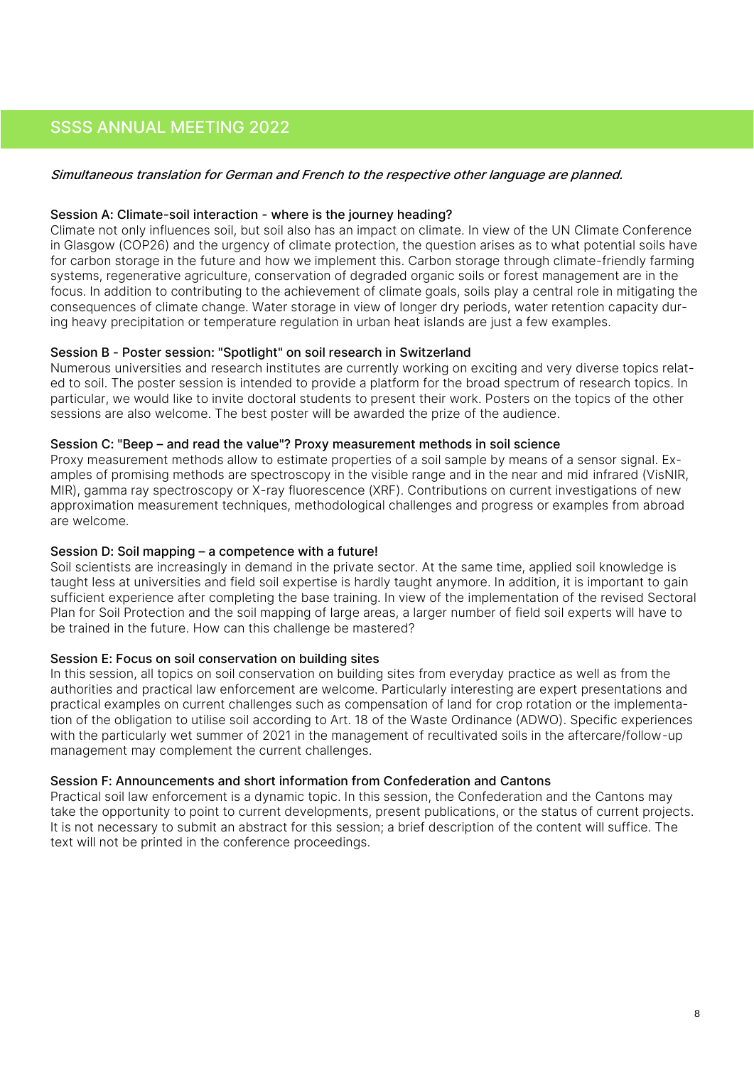## SSSS ANNUAL MEETING 2022

***Simultaneous translation for German and French to the respective other language are planned.***

### Session A: Climate-soil interaction - where is the journey heading?

Climate not only influences soil, but soil also has an impact on climate. In view of the UN Climate Conference in Glasgow (COP26) and the urgency of climate protection, the question arises as to what potential soils have for carbon storage in the future and how we implement this. Carbon storage through climate-friendly farming systems, regenerative agriculture, conservation of degraded organic soils or forest management are in the focus. In addition to contributing to the achievement of climate goals, soils play a central role in mitigating the consequences of climate change. Water storage in view of longer dry periods, water retention capacity during heavy precipitation or temperature regulation in urban heat islands are just a few examples.

### Session B - Poster session: "Spotlight" on soil research in Switzerland

Numerous universities and research institutes are currently working on exciting and very diverse topics related to soil. The poster session is intended to provide a platform for the broad spectrum of research topics. In particular, we would like to invite doctoral students to present their work. Posters on the topics of the other sessions are also welcome. The best poster will be awarded the prize of the audience.

### Session C: "Beep – and read the value"? Proxy measurement methods in soil science

Proxy measurement methods allow to estimate properties of a soil sample by means of a sensor signal. Examples of promising methods are spectroscopy in the visible range and in the near and mid infrared (VisNIR, MIR), gamma ray spectroscopy or X-ray fluorescence (XRF). Contributions on current investigations of new approximation measurement techniques, methodological challenges and progress or examples from abroad are welcome.

### Session D: Soil mapping – a competence with a future!

Soil scientists are increasingly in demand in the private sector. At the same time, applied soil knowledge is taught less at universities and field soil expertise is hardly taught anymore. In addition, it is important to gain sufficient experience after completing the base training. In view of the implementation of the revised Sectoral Plan for Soil Protection and the soil mapping of large areas, a larger number of field soil experts will have to be trained in the future. How can this challenge be mastered?

### Session E: Focus on soil conservation on building sites

In this session, all topics on soil conservation on building sites from everyday practice as well as from the authorities and practical law enforcement are welcome. Particularly interesting are expert presentations and practical examples on current challenges such as compensation of land for crop rotation or the implementation of the obligation to utilise soil according to Art. 18 of the Waste Ordinance (ADWO). Specific experiences with the particularly wet summer of 2021 in the management of recultivated soils in the aftercare/follow-up management may complement the current challenges.

### Session F: Announcements and short information from Confederation and Cantons

Practical soil law enforcement is a dynamic topic. In this session, the Confederation and the Cantons may take the opportunity to point to current developments, present publications, or the status of current projects. It is not necessary to submit an abstract for this session; a brief description of the content will suffice. The text will not be printed in the conference proceedings.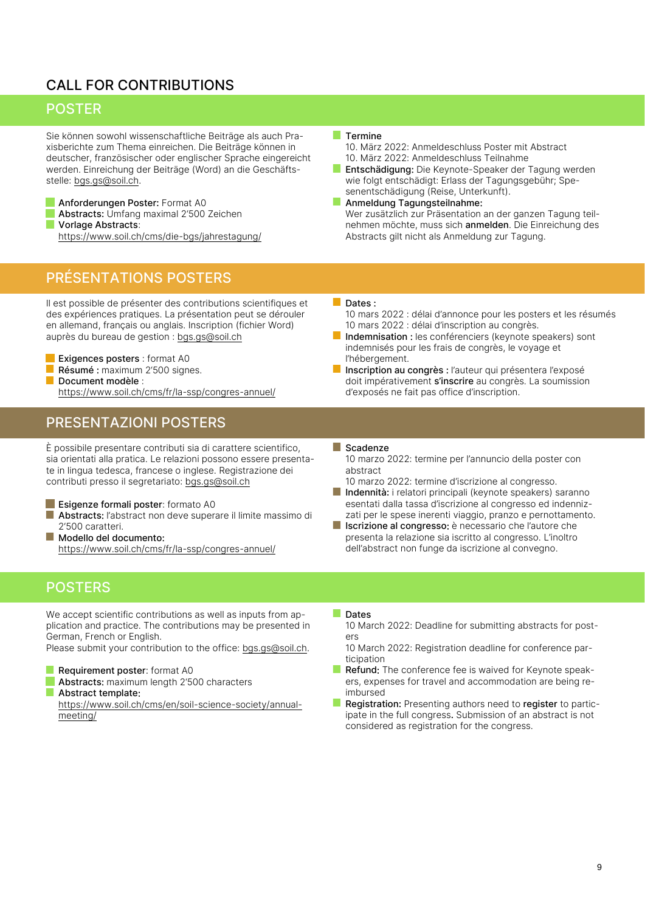# CALL FOR CONTRIBUTIONS

## POSTER

Sie können sowohl wissenschaftliche Beiträge als auch Praxisberichte zum Thema einreichen. Die Beiträge können in deutscher, französischer oder englischer Sprache eingereicht werden. Einreichung der Beiträge (Word) an die Geschäftsstelle: bgs.gs@soil.ch.

- **Anforderungen Poster:** Format A0
- **Abstracts:** Umfang maximal 2'500 Zeichen
- **Vorlage Abstracts**: https://www.soil.ch/cms/die-bgs/jahrestagung/

- **Termine**
  10. März 2022: Anmeldeschluss Poster mit Abstract
  10. März 2022: Anmeldeschluss Teilnahme
- **Entschädigung:** Die Keynote-Speaker der Tagung werden wie folgt entschädigt: Erlass der Tagungsgebühr; Spesenentschädigung (Reise, Unterkunft).
- **Anmeldung Tagungsteilnahme:**
  Wer zusätzlich zur Präsentation an der ganzen Tagung teilnehmen möchte, muss sich **anmelden**. Die Einreichung des Abstracts gilt nicht als Anmeldung zur Tagung.

## PRÉSENTATIONS POSTERS

Il est possible de présenter des contributions scientifiques et des expériences pratiques. La présentation peut se dérouler en allemand, français ou anglais. Inscription (fichier Word) auprès du bureau de gestion : bgs.gs@soil.ch

- **Exigences posters** : format A0
- **Résumé :** maximum 2'500 signes.
- **Document modèle** : https://www.soil.ch/cms/fr/la-ssp/congres-annuel/

- **Dates :**
  10 mars 2022 : délai d'annonce pour les posters et les résumés
  10 mars 2022 : délai d'inscription au congrès.
- **Indemnisation :** les conférenciers (keynote speakers) sont indemnisés pour les frais de congrès, le voyage et l'hébergement.
- **Inscription au congrès :** l'auteur qui présentera l'exposé doit impérativement **s'inscrire** au congrès. La soumission d'exposés ne fait pas office d'inscription.

## PRESENTAZIONI POSTERS

È possibile presentare contributi sia di carattere scientifico, sia orientati alla pratica. Le relazioni possono essere presentate in lingua tedesca, francese o inglese. Registrazione dei contributi presso il segretariato: bgs.gs@soil.ch

- **Esigenze formali poster**: formato A0
- **Abstracts:** l'abstract non deve superare il limite massimo di 2'500 caratteri.
- **Modello del documento:** https://www.soil.ch/cms/fr/la-ssp/congres-annuel/

- **Scadenze**
  10 marzo 2022: termine per l'annuncio della poster con abstract
  10 marzo 2022: termine d'iscrizione al congresso.
- **Indennità:** i relatori principali (keynote speakers) saranno esentati dalla tassa d'iscrizione al congresso ed indennizzati per le spese inerenti viaggio, pranzo e pernottamento.
- **Iscrizione al congresso:** è necessario che l'autore che presenta la relazione sia iscritto al congresso. L'inoltro dell'abstract non funge da iscrizione al convegno.

## POSTERS

We accept scientific contributions as well as inputs from application and practice. The contributions may be presented in German, French or English.
Please submit your contribution to the office: bgs.gs@soil.ch.

- **Requirement poster**: format A0
- **Abstracts:** maximum length 2'500 characters
- **Abstract template:** https://www.soil.ch/cms/en/soil-science-society/annual-meeting/

- **Dates**
  10 March 2022: Deadline for submitting abstracts for posters
  10 March 2022: Registration deadline for conference participation
- **Refund:** The conference fee is waived for Keynote speakers, expenses for travel and accommodation are being reimbursed
- **Registration:** Presenting authors need to **register** to participate in the full congress**.** Submission of an abstract is not considered as registration for the congress.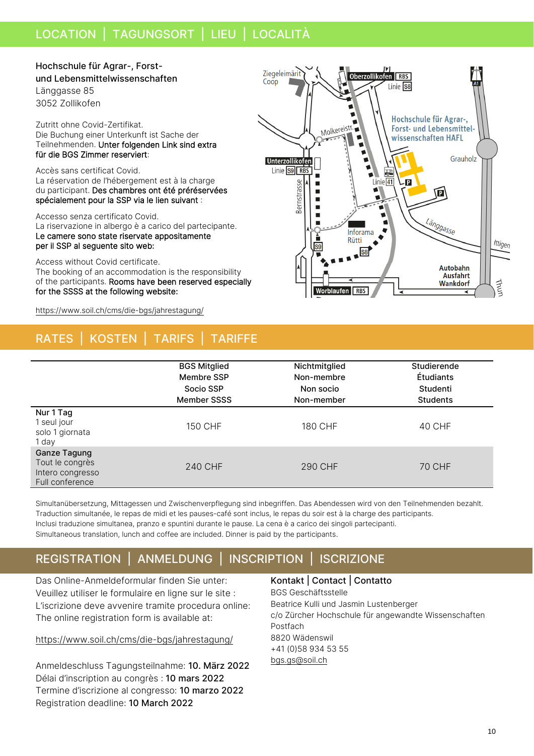## LOCATION | TAGUNGSORT | LIEU | LOCALITÀ

Hochschule für Agrar-, Forst- und Lebensmittelwissenschaften
Länggasse 85
3052 Zollikofen

Zutritt ohne Covid-Zertifikat.
Die Buchung einer Unterkunft ist Sache der Teilnehmenden. Unter folgenden Link sind extra für die BGS Zimmer reserviert:

Accès sans certificat Covid.
La réservation de l'hébergement est à la charge du participant. Des chambres ont été préréservées spécialement pour la SSP via le lien suivant :

Accesso senza certificato Covid.
La riservazione in albergo è a carico del partecipante.
Le camere sono state riservate appositamente per il SSP al seguente sito web:

Access without Covid certificate.
The booking of an accommodation is the responsibility of the participants. Rooms have been reserved especially for the SSSS at the following website:

https://www.soil.ch/cms/die-bgs/jahrestagung/

Ziegeleimärit Coop
Oberzollikofen RBS
Linie S8
A1
Hochschule für Agrar-, Forst- und Lebensmittel-wissenschaften HAFL
Molkereistr.
Unterzollikofen
Linie S9 RBS
Grauholz
Bernstrasse
Linie 41
P
P
Länggasse
Inforama Rütti
Ittigen
S9
S8
Autobahn Ausfahrt Wankdorf
Worblaufen RBS
Thun

## RATES | KOSTEN | TARIFS | TARIFFE

| | BGS Mitglied<br>Membre SSP<br>Socio SSP<br>Member SSSS | Nichtmitglied<br>Non-membre<br>Non socio<br>Non-member | Studierende<br>Étudiants<br>Studenti<br>Students |
|---|---|---|---|
| **Nur 1 Tag**<br>1 seul jour<br>solo 1 giornata<br>1 day | 150 CHF | 180 CHF | 40 CHF |
| **Ganze Tagung**<br>Tout le congrès<br>Intero congresso<br>Full conference | 240 CHF | 290 CHF | 70 CHF |

Simultanübersetzung, Mittagessen und Zwischenverpflegung sind inbegriffen. Das Abendessen wird von den Teilnehmenden bezahlt.
Traduction simultanée, le repas de midi et les pauses-café sont inclus, le repas du soir est à la charge des participants.
Inclusi traduzione simultanea, pranzo e spuntini durante le pause. La cena è a carico dei singoli partecipanti.
Simultaneous translation, lunch and coffee are included. Dinner is paid by the participants.

## REGISTRATION | ANMELDUNG | INSCRIPTION | ISCRIZIONE

Das Online-Anmeldeformular finden Sie unter:
Veuillez utiliser le formulaire en ligne sur le site :
L'iscrizione deve avvenire tramite procedura online:
The online registration form is available at:

https://www.soil.ch/cms/die-bgs/jahrestagung/

Anmeldeschluss Tagungsteilnahme: **10. März 2022**
Délai d'inscription au congrès : **10 mars 2022**
Termine d'iscrizione al congresso: **10 marzo 2022**
Registration deadline: **10 March 2022**

**Kontakt | Contact | Contatto**
BGS Geschäftsstelle
Beatrice Kulli und Jasmin Lustenberger
c/o Zürcher Hochschule für angewandte Wissenschaften
Postfach
8820 Wädenswil
+41 (0)58 934 53 55
bgs.gs@soil.ch